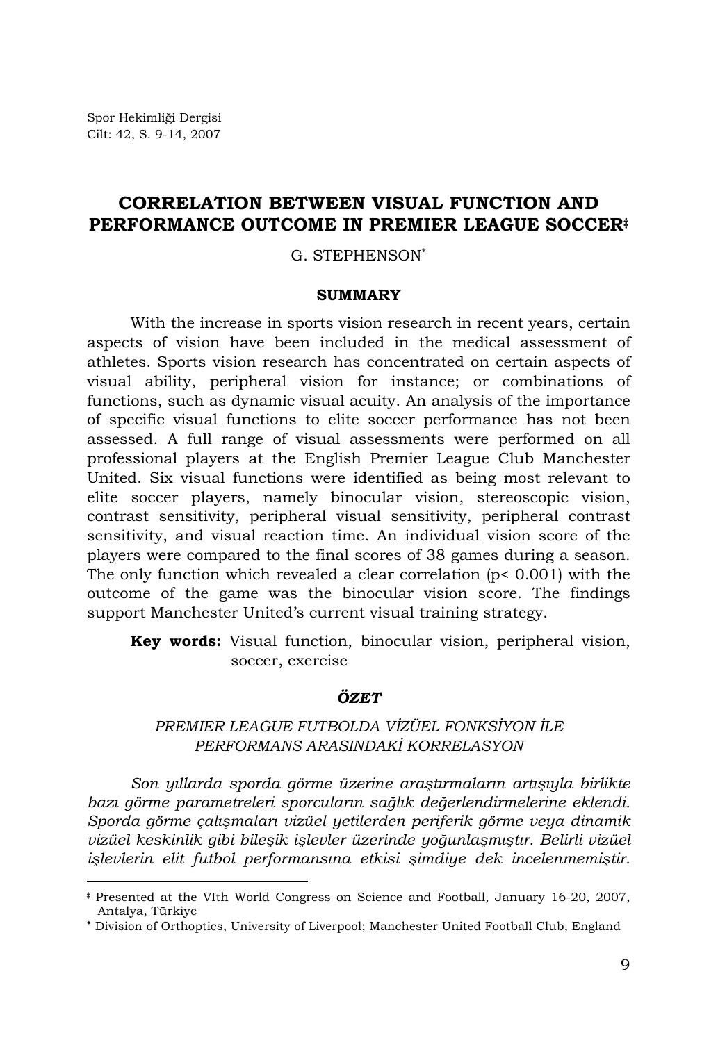# CORRELATION BETWEEN VISUAL FUNCTION AND PERFORMANCE OUTCOME IN PREMIER LEAGUE SOCCER[‡]

G. STEPHENSON[*]

## SUMMARY

With the increase in sports vision research in recent years, certain aspects of vision have been included in the medical assessment of athletes. Sports vision research has concentrated on certain aspects of visual ability, peripheral vision for instance; or combinations of functions, such as dynamic visual acuity. An analysis of the importance of specific visual functions to elite soccer performance has not been assessed. A full range of visual assessments were performed on all professional players at the English Premier League Club Manchester United. Six visual functions were identified as being most relevant to elite soccer players, namely binocular vision, stereoscopic vision, contrast sensitivity, peripheral visual sensitivity, peripheral contrast sensitivity, and visual reaction time. An individual vision score of the players were compared to the final scores of 38 games during a season. The only function which revealed a clear correlation ($p < 0.001$) with the outcome of the game was the binocular vision score. The findings support Manchester United's current visual training strategy.

**Key words:** Visual function, binocular vision, peripheral vision, soccer, exercise

## *ÖZET*

### *PREMIER LEAGUE FUTBOLDA VİZÜEL FONKSİYON İLE PERFORMANS ARASINDAKİ KORRELASYON*

*Son yıllarda sporda görme üzerine araştırmaların artışıyla birlikte bazı görme parametreleri sporcuların sağlık değerlendirmelerine eklendi. Sporda görme çalışmaları vizüel yetilerden periferik görme veya dinamik vizüel keskinlik gibi bileşik işlevler üzerinde yoğunlaşmıştır. Belirli vizüel işlevlerin elit futbol performansına etkisi şimdiye dek incelenmemiştir.*

---

[‡] Presented at the VIth World Congress on Science and Football, January 16-20, 2007, Antalya, Türkiye

[*] Division of Orthoptics, University of Liverpool; Manchester United Football Club, England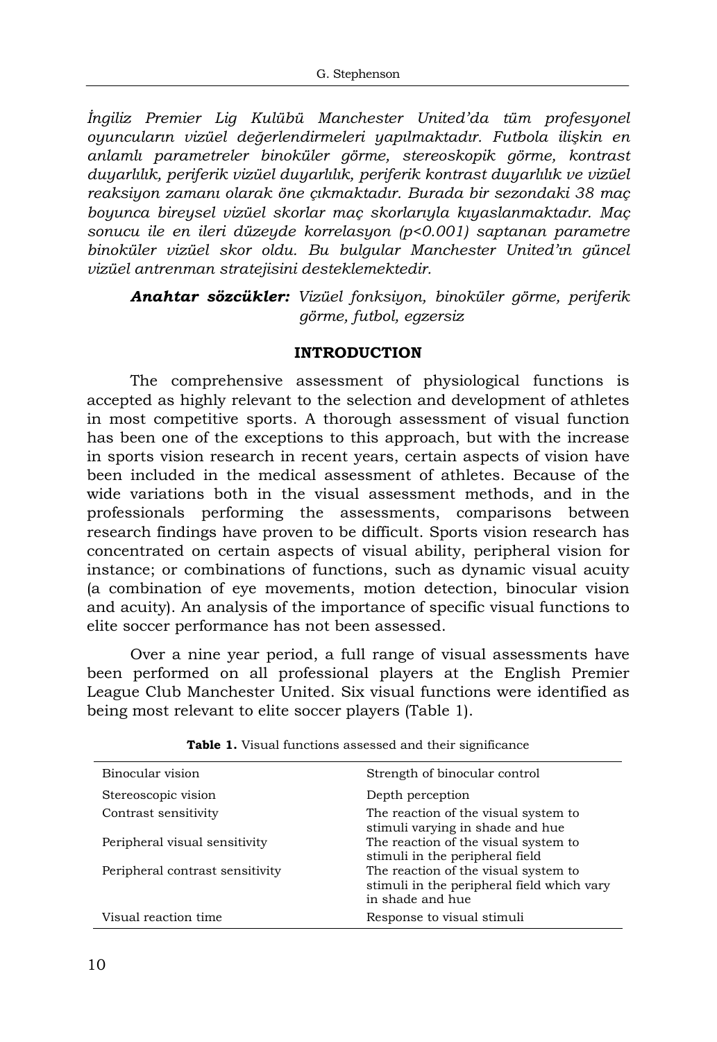*İngiliz Premier Lig Kulübü Manchester United'da tüm profesyonel oyuncuların vizüel değerlendirmeleri yapılmaktadır. Futbola ilişkin en anlamlı parametreler binoküler görme, stereoskopik görme, kontrast duyarlılık, periferik vizüel duyarlılık, periferik kontrast duyarlılık ve vizüel reaksiyon zamanı olarak öne çıkmaktadır. Burada bir sezondaki 38 maç boyunca bireysel vizüel skorlar maç skorlarıyla kıyaslanmaktadır. Maç sonucu ile en ileri düzeyde korrelasyon ($p<0.001$) saptanan parametre binoküler vizüel skor oldu. Bu bulgular Manchester United'ın güncel vizüel antrenman stratejisini desteklemektedir.*

***Anahtar sözcükler:*** *Vizüel fonksiyon, binoküler görme, periferik görme, futbol, egzersiz*

## INTRODUCTION

The comprehensive assessment of physiological functions is accepted as highly relevant to the selection and development of athletes in most competitive sports. A thorough assessment of visual function has been one of the exceptions to this approach, but with the increase in sports vision research in recent years, certain aspects of vision have been included in the medical assessment of athletes. Because of the wide variations both in the visual assessment methods, and in the professionals performing the assessments, comparisons between research findings have proven to be difficult. Sports vision research has concentrated on certain aspects of visual ability, peripheral vision for instance; or combinations of functions, such as dynamic visual acuity (a combination of eye movements, motion detection, binocular vision and acuity). An analysis of the importance of specific visual functions to elite soccer performance has not been assessed.

Over a nine year period, a full range of visual assessments have been performed on all professional players at the English Premier League Club Manchester United. Six visual functions were identified as being most relevant to elite soccer players (Table 1).

**Table 1.** Visual functions assessed and their significance

| | |
|---|---|
| Binocular vision | Strength of binocular control |
| Stereoscopic vision | Depth perception |
| Contrast sensitivity | The reaction of the visual system to stimuli varying in shade and hue |
| Peripheral visual sensitivity | The reaction of the visual system to stimuli in the peripheral field |
| Peripheral contrast sensitivity | The reaction of the visual system to stimuli in the peripheral field which vary in shade and hue |
| Visual reaction time | Response to visual stimuli |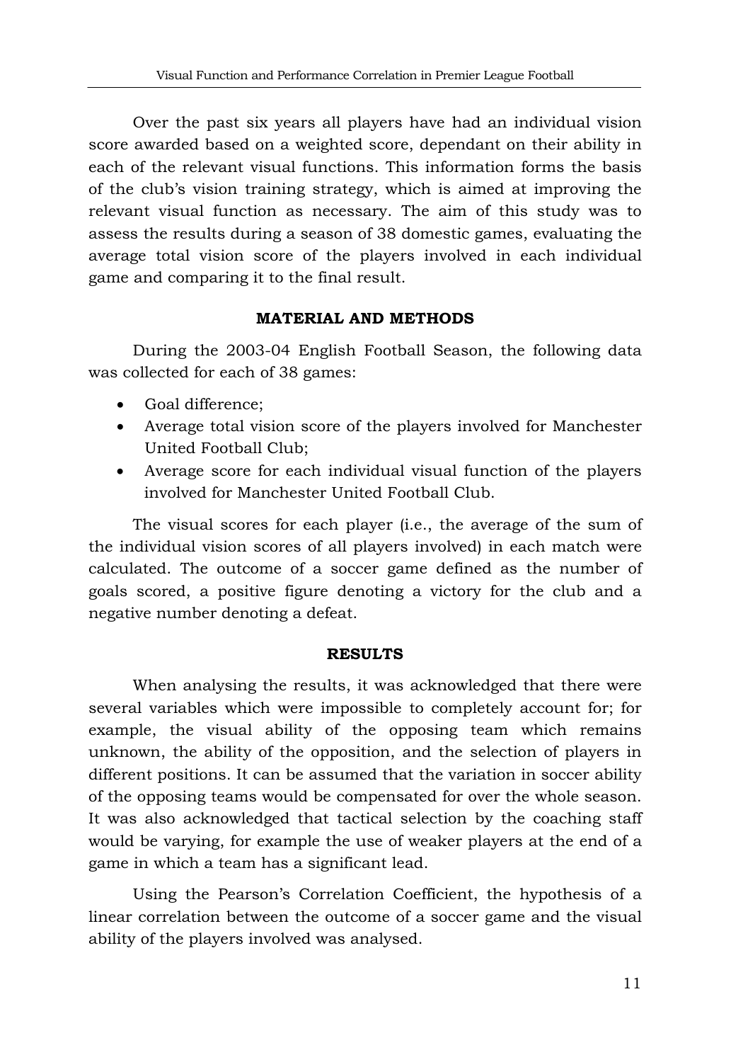Over the past six years all players have had an individual vision score awarded based on a weighted score, dependant on their ability in each of the relevant visual functions. This information forms the basis of the club's vision training strategy, which is aimed at improving the relevant visual function as necessary. The aim of this study was to assess the results during a season of 38 domestic games, evaluating the average total vision score of the players involved in each individual game and comparing it to the final result.

## MATERIAL AND METHODS

During the 2003-04 English Football Season, the following data was collected for each of 38 games:

- Goal difference;
- Average total vision score of the players involved for Manchester United Football Club;
- Average score for each individual visual function of the players involved for Manchester United Football Club.

The visual scores for each player (i.e., the average of the sum of the individual vision scores of all players involved) in each match were calculated. The outcome of a soccer game defined as the number of goals scored, a positive figure denoting a victory for the club and a negative number denoting a defeat.

## RESULTS

When analysing the results, it was acknowledged that there were several variables which were impossible to completely account for; for example, the visual ability of the opposing team which remains unknown, the ability of the opposition, and the selection of players in different positions. It can be assumed that the variation in soccer ability of the opposing teams would be compensated for over the whole season. It was also acknowledged that tactical selection by the coaching staff would be varying, for example the use of weaker players at the end of a game in which a team has a significant lead.

Using the Pearson's Correlation Coefficient, the hypothesis of a linear correlation between the outcome of a soccer game and the visual ability of the players involved was analysed.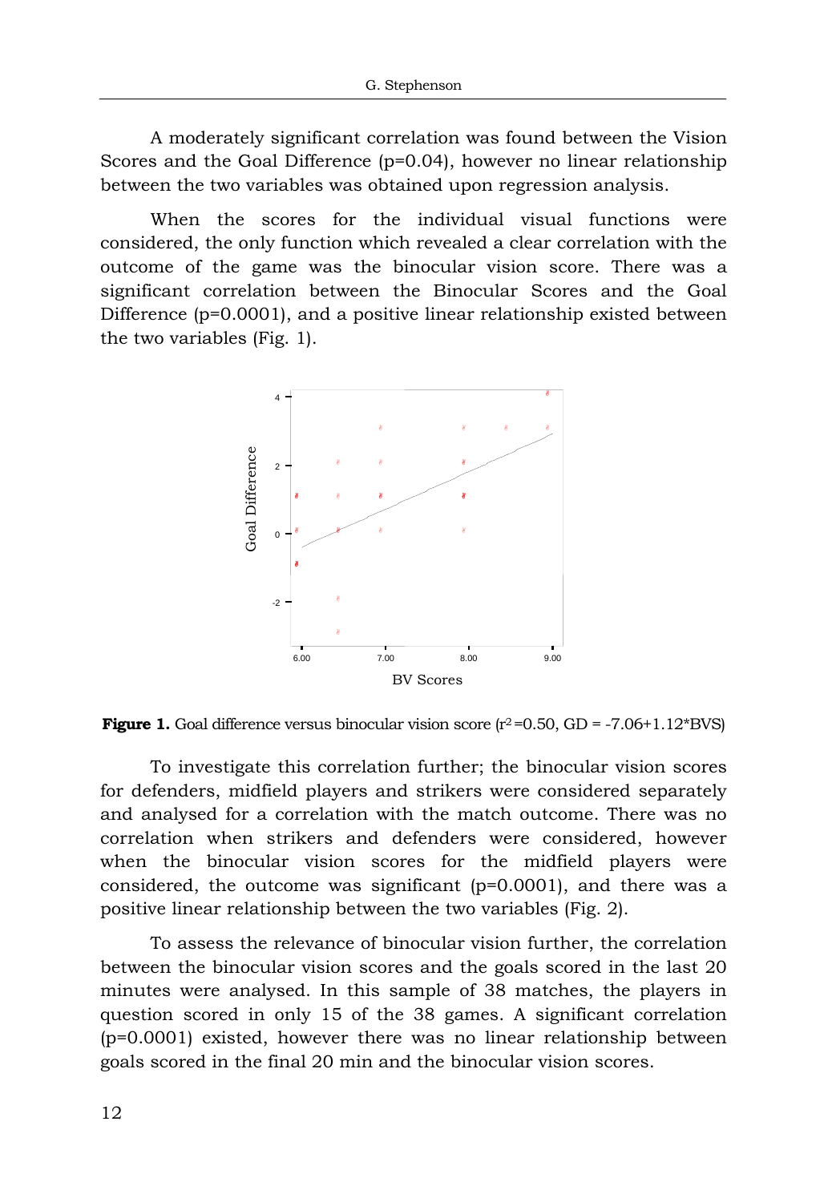A moderately significant correlation was found between the Vision Scores and the Goal Difference ($p=0.04$), however no linear relationship between the two variables was obtained upon regression analysis.

When the scores for the individual visual functions were considered, the only function which revealed a clear correlation with the outcome of the game was the binocular vision score. There was a significant correlation between the Binocular Scores and the Goal Difference ($p=0.0001$), and a positive linear relationship existed between the two variables (Fig. 1).

**Figure 1.** Goal difference versus binocular vision score ($r^2=0.50$, GD = -7.06+1.12*BVS)

To investigate this correlation further; the binocular vision scores for defenders, midfield players and strikers were considered separately and analysed for a correlation with the match outcome. There was no correlation when strikers and defenders were considered, however when the binocular vision scores for the midfield players were considered, the outcome was significant ($p=0.0001$), and there was a positive linear relationship between the two variables (Fig. 2).

To assess the relevance of binocular vision further, the correlation between the binocular vision scores and the goals scored in the last 20 minutes were analysed. In this sample of 38 matches, the players in question scored in only 15 of the 38 games. A significant correlation ($p=0.0001$) existed, however there was no linear relationship between goals scored in the final 20 min and the binocular vision scores.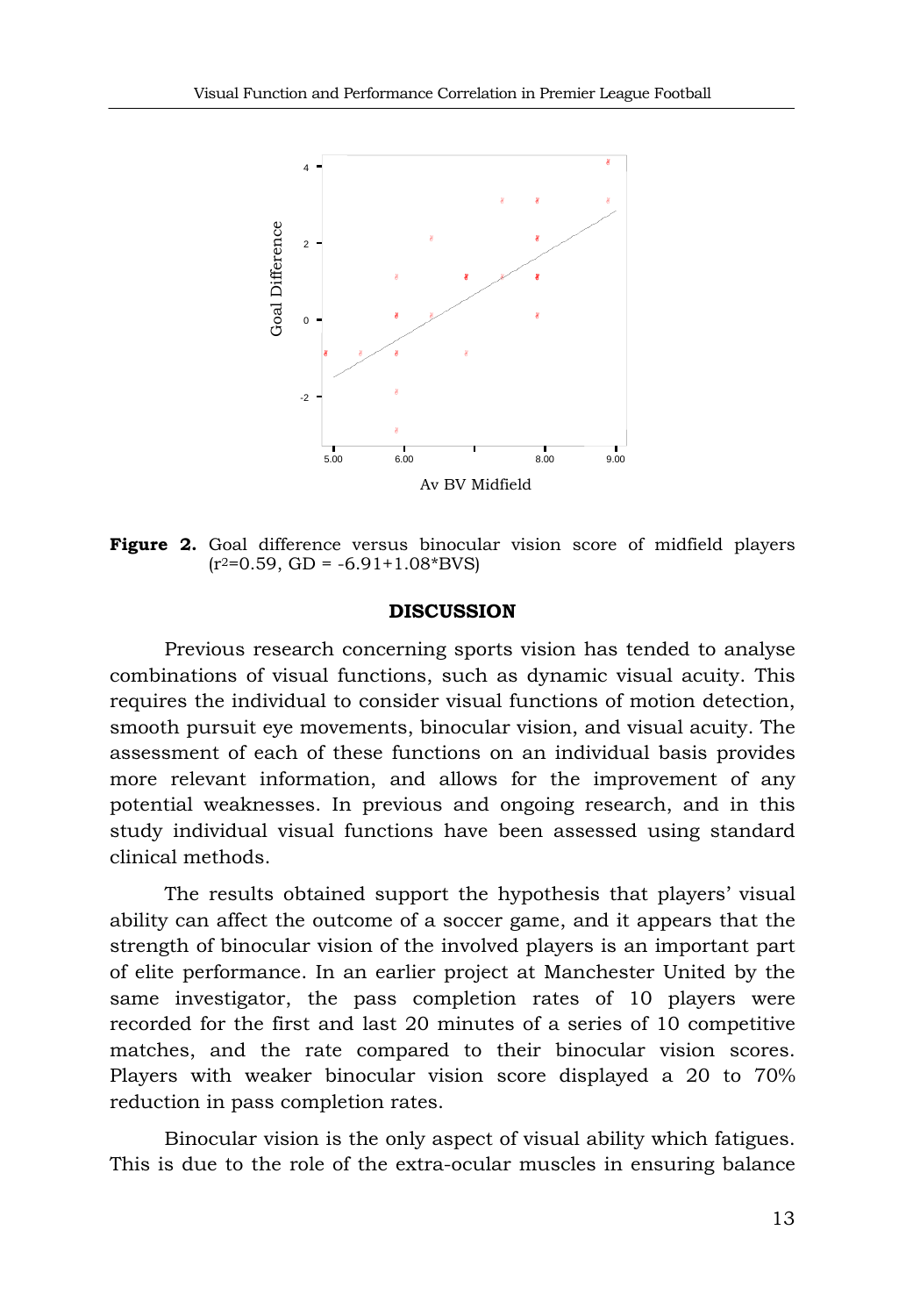**Figure 2.** Goal difference versus binocular vision score of midfield players ($r^2$=0.59, GD = -6.91+1.08*BVS)

## DISCUSSION

Previous research concerning sports vision has tended to analyse combinations of visual functions, such as dynamic visual acuity. This requires the individual to consider visual functions of motion detection, smooth pursuit eye movements, binocular vision, and visual acuity. The assessment of each of these functions on an individual basis provides more relevant information, and allows for the improvement of any potential weaknesses. In previous and ongoing research, and in this study individual visual functions have been assessed using standard clinical methods.

The results obtained support the hypothesis that players' visual ability can affect the outcome of a soccer game, and it appears that the strength of binocular vision of the involved players is an important part of elite performance. In an earlier project at Manchester United by the same investigator, the pass completion rates of 10 players were recorded for the first and last 20 minutes of a series of 10 competitive matches, and the rate compared to their binocular vision scores. Players with weaker binocular vision score displayed a 20 to 70% reduction in pass completion rates.

Binocular vision is the only aspect of visual ability which fatigues. This is due to the role of the extra-ocular muscles in ensuring balance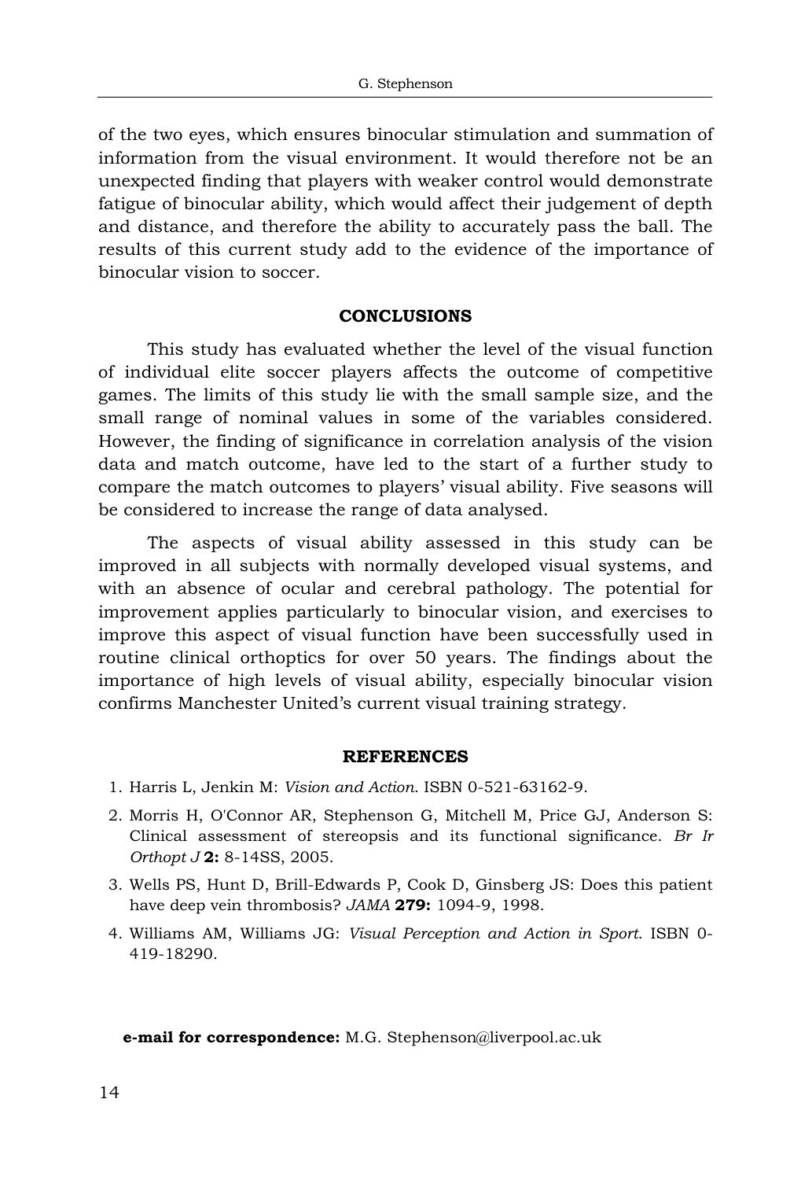of the two eyes, which ensures binocular stimulation and summation of information from the visual environment. It would therefore not be an unexpected finding that players with weaker control would demonstrate fatigue of binocular ability, which would affect their judgement of depth and distance, and therefore the ability to accurately pass the ball. The results of this current study add to the evidence of the importance of binocular vision to soccer.

## CONCLUSIONS

This study has evaluated whether the level of the visual function of individual elite soccer players affects the outcome of competitive games. The limits of this study lie with the small sample size, and the small range of nominal values in some of the variables considered. However, the finding of significance in correlation analysis of the vision data and match outcome, have led to the start of a further study to compare the match outcomes to players' visual ability. Five seasons will be considered to increase the range of data analysed.

The aspects of visual ability assessed in this study can be improved in all subjects with normally developed visual systems, and with an absence of ocular and cerebral pathology. The potential for improvement applies particularly to binocular vision, and exercises to improve this aspect of visual function have been successfully used in routine clinical orthoptics for over 50 years. The findings about the importance of high levels of visual ability, especially binocular vision confirms Manchester United's current visual training strategy.

## REFERENCES

1. Harris L, Jenkin M: *Vision and Action*. ISBN 0-521-63162-9.
2. Morris H, O'Connor AR, Stephenson G, Mitchell M, Price GJ, Anderson S: Clinical assessment of stereopsis and its functional significance. *Br Ir Orthopt J* **2:** 8-14SS, 2005.
3. Wells PS, Hunt D, Brill-Edwards P, Cook D, Ginsberg JS: Does this patient have deep vein thrombosis? *JAMA* **279:** 1094-9, 1998.
4. Williams AM, Williams JG: *Visual Perception and Action in Sport*. ISBN 0-419-18290.

**e-mail for correspondence:** M.G. Stephenson@liverpool.ac.uk